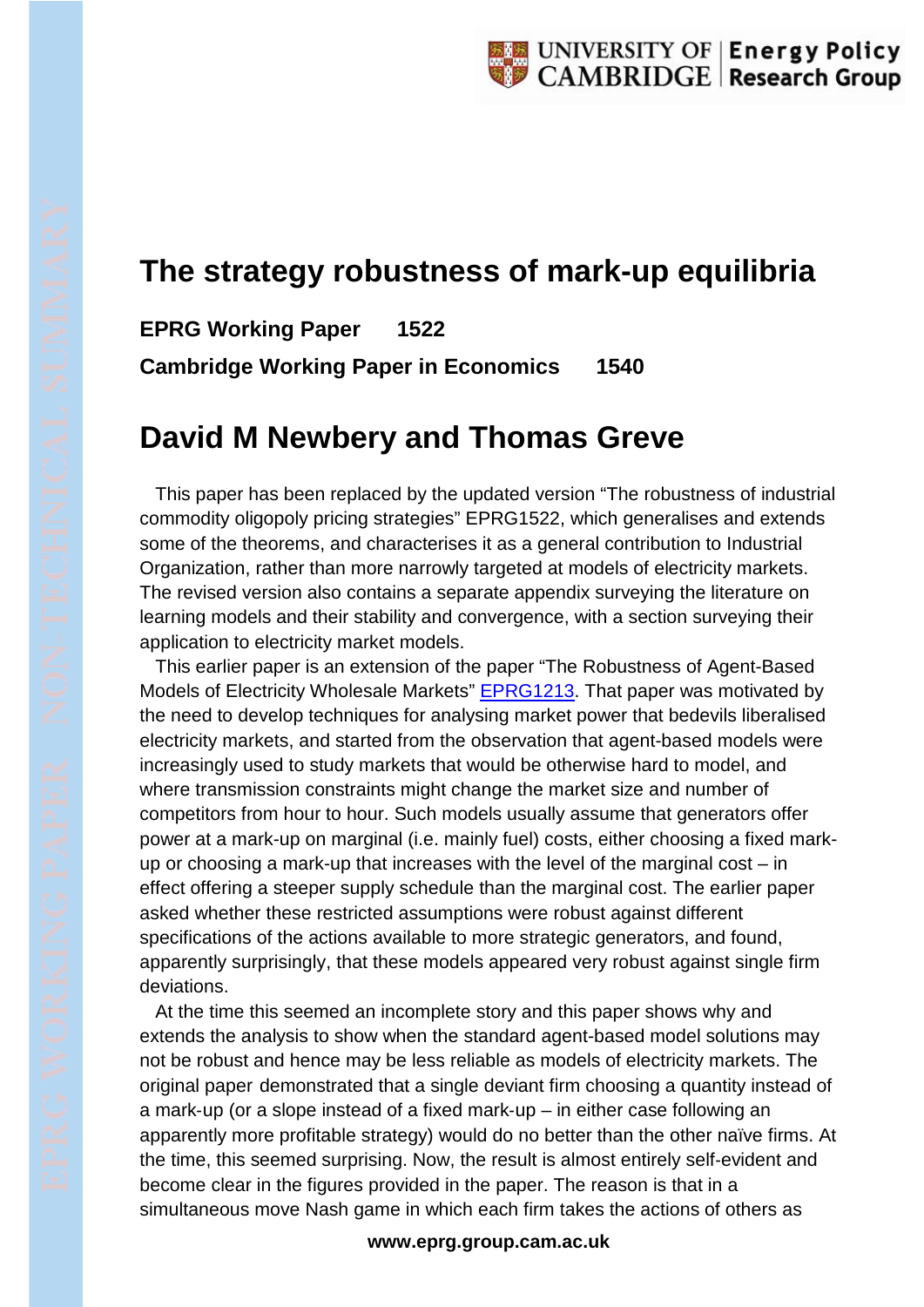# The strategy robustness of mark-up equilibria

**EPRG Working Paper 1522**

**Cambridge Working Paper in Economics 1540**

# David M Newbery and Thomas Greve

This paper has been replaced by the updated version "The robustness of industrial commodity oligopoly pricing strategies" EPRG1522, which generalises and extends some of the theorems, and characterises it as a general contribution to Industrial Organization, rather than more narrowly targeted at models of electricity markets. The revised version also contains a separate appendix surveying the literature on learning models and their stability and convergence, with a section surveying their application to electricity market models.

This earlier paper is an extension of the paper "The Robustness of Agent-Based Models of Electricity Wholesale Markets" [EPRG1213](EPRG1213). That paper was motivated by the need to develop techniques for analysing market power that bedevils liberalised electricity markets, and started from the observation that agent-based models were increasingly used to study markets that would be otherwise hard to model, and where transmission constraints might change the market size and number of competitors from hour to hour. Such models usually assume that generators offer power at a mark-up on marginal (i.e. mainly fuel) costs, either choosing a fixed mark-up or choosing a mark-up that increases with the level of the marginal cost – in effect offering a steeper supply schedule than the marginal cost. The earlier paper asked whether these restricted assumptions were robust against different specifications of the actions available to more strategic generators, and found, apparently surprisingly, that these models appeared very robust against single firm deviations.

At the time this seemed an incomplete story and this paper shows why and extends the analysis to show when the standard agent-based model solutions may not be robust and hence may be less reliable as models of electricity markets. The original paper demonstrated that a single deviant firm choosing a quantity instead of a mark-up (or a slope instead of a fixed mark-up – in either case following an apparently more profitable strategy) would do no better than the other naïve firms. At the time, this seemed surprising. Now, the result is almost entirely self-evident and become clear in the figures provided in the paper. The reason is that in a simultaneous move Nash game in which each firm takes the actions of others as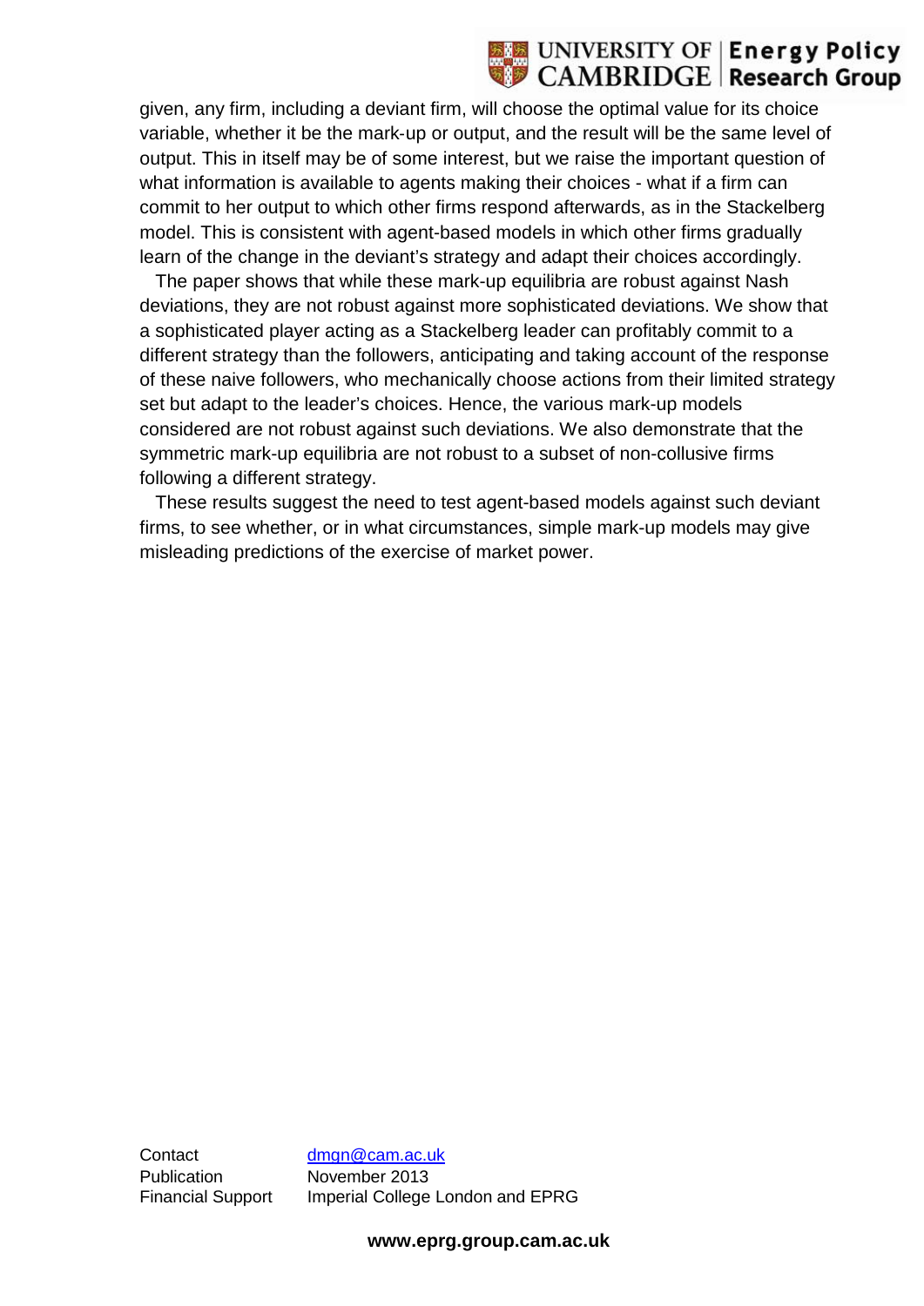given, any firm, including a deviant firm, will choose the optimal value for its choice variable, whether it be the mark-up or output, and the result will be the same level of output. This in itself may be of some interest, but we raise the important question of what information is available to agents making their choices - what if a firm can commit to her output to which other firms respond afterwards, as in the Stackelberg model. This is consistent with agent-based models in which other firms gradually learn of the change in the deviant's strategy and adapt their choices accordingly.

The paper shows that while these mark-up equilibria are robust against Nash deviations, they are not robust against more sophisticated deviations. We show that a sophisticated player acting as a Stackelberg leader can profitably commit to a different strategy than the followers, anticipating and taking account of the response of these naive followers, who mechanically choose actions from their limited strategy set but adapt to the leader's choices. Hence, the various mark-up models considered are not robust against such deviations. We also demonstrate that the symmetric mark-up equilibria are not robust to a subset of non-collusive firms following a different strategy.

These results suggest the need to test agent-based models against such deviant firms, to see whether, or in what circumstances, simple mark-up models may give misleading predictions of the exercise of market power.

| | |
|---|---|
| Contact | dmgn@cam.ac.uk |
| Publication | November 2013 |
| Financial Support | Imperial College London and EPRG |

**www.eprg.group.cam.ac.uk**